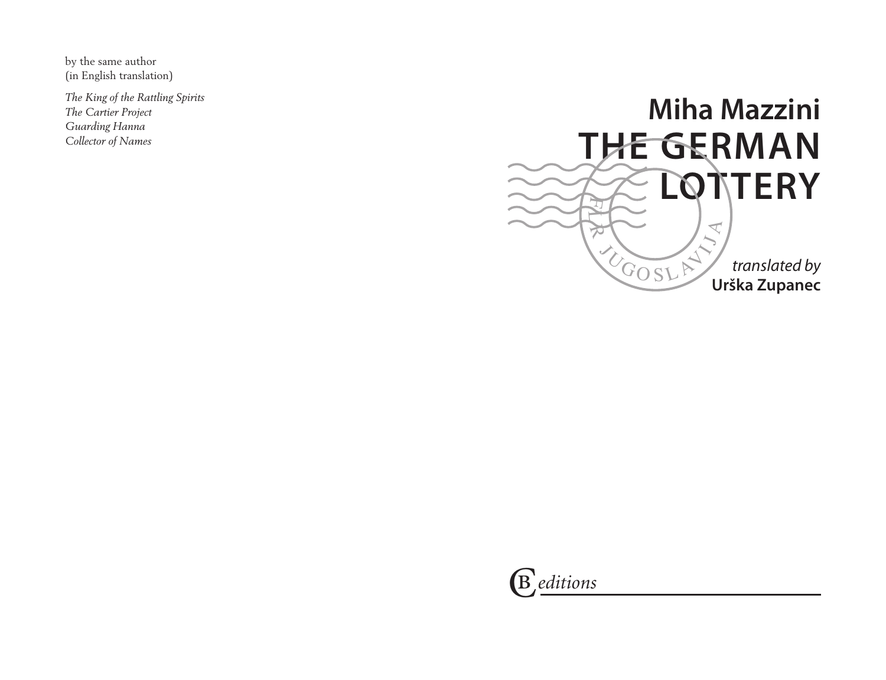by the same author
(in English translation)

*The King of the Rattling Spirits*
*The Cartier Project*
*Guarding Hanna*
*Collector of Names*

**Miha Mazzini**

# THE GERMAN LOTTERY

FLR JUGOSLAVIJA

*translated by*
**Urška Zupanec**

CB *editions*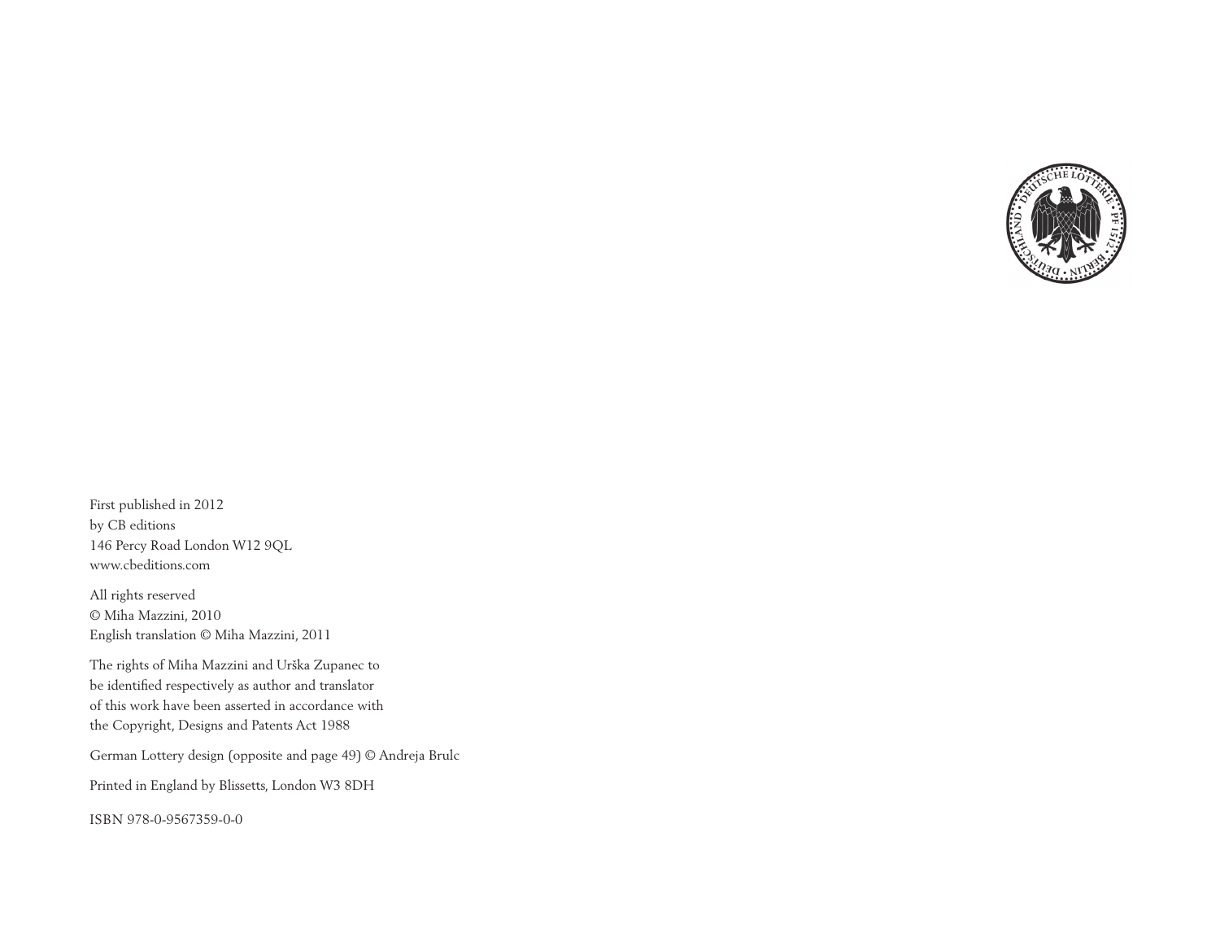First published in 2012
by CB editions
146 Percy Road London W12 9QL
www.cbeditions.com

All rights reserved
© Miha Mazzini, 2010
English translation © Miha Mazzini, 2011

The rights of Miha Mazzini and Urška Zupanec to
be identified respectively as author and translator
of this work have been asserted in accordance with
the Copyright, Designs and Patents Act 1988

German Lottery design (opposite and page 49) © Andreja Brulc

Printed in England by Blissetts, London W3 8DH

ISBN 978-0-9567359-0-0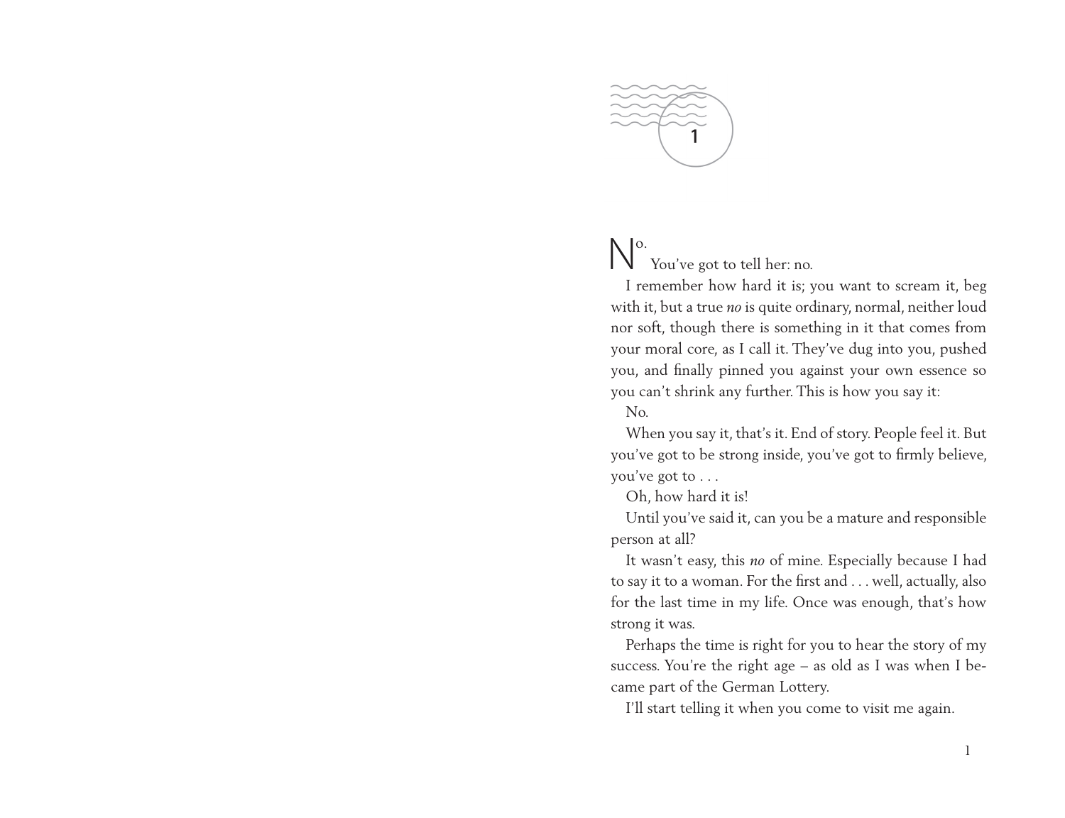# 1

No.

You've got to tell her: no.

I remember how hard it is; you want to scream it, beg with it, but a true *no* is quite ordinary, normal, neither loud nor soft, though there is something in it that comes from your moral core, as I call it. They've dug into you, pushed you, and finally pinned you against your own essence so you can't shrink any further. This is how you say it:

No.

When you say it, that's it. End of story. People feel it. But you've got to be strong inside, you've got to firmly believe, you've got to . . .

Oh, how hard it is!

Until you've said it, can you be a mature and responsible person at all?

It wasn't easy, this *no* of mine. Especially because I had to say it to a woman. For the first and . . . well, actually, also for the last time in my life. Once was enough, that's how strong it was.

Perhaps the time is right for you to hear the story of my success. You're the right age – as old as I was when I became part of the German Lottery.

I'll start telling it when you come to visit me again.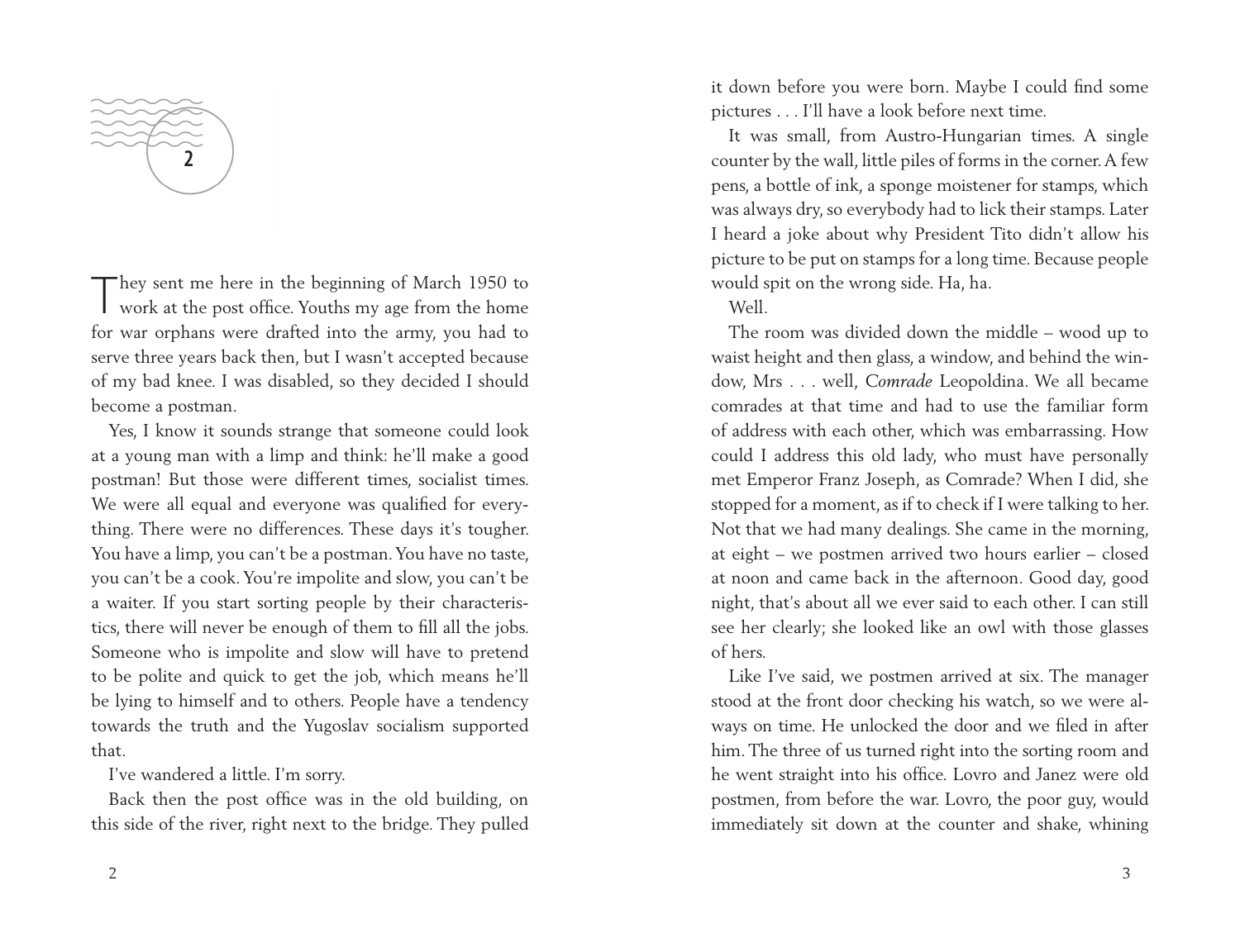## 2

They sent me here in the beginning of March 1950 to work at the post office. Youths my age from the home for war orphans were drafted into the army, you had to serve three years back then, but I wasn't accepted because of my bad knee. I was disabled, so they decided I should become a postman.

Yes, I know it sounds strange that someone could look at a young man with a limp and think: he'll make a good postman! But those were different times, socialist times. We were all equal and everyone was qualified for everything. There were no differences. These days it's tougher. You have a limp, you can't be a postman. You have no taste, you can't be a cook. You're impolite and slow, you can't be a waiter. If you start sorting people by their characteristics, there will never be enough of them to fill all the jobs. Someone who is impolite and slow will have to pretend to be polite and quick to get the job, which means he'll be lying to himself and to others. People have a tendency towards the truth and the Yugoslav socialism supported that.

I've wandered a little. I'm sorry.

Back then the post office was in the old building, on this side of the river, right next to the bridge. They pulled it down before you were born. Maybe I could find some pictures . . . I'll have a look before next time.

It was small, from Austro-Hungarian times. A single counter by the wall, little piles of forms in the corner. A few pens, a bottle of ink, a sponge moistener for stamps, which was always dry, so everybody had to lick their stamps. Later I heard a joke about why President Tito didn't allow his picture to be put on stamps for a long time. Because people would spit on the wrong side. Ha, ha.

Well.

The room was divided down the middle – wood up to waist height and then glass, a window, and behind the window, Mrs . . . well, *Comrade* Leopoldina. We all became comrades at that time and had to use the familiar form of address with each other, which was embarrassing. How could I address this old lady, who must have personally met Emperor Franz Joseph, as Comrade? When I did, she stopped for a moment, as if to check if I were talking to her. Not that we had many dealings. She came in the morning, at eight – we postmen arrived two hours earlier – closed at noon and came back in the afternoon. Good day, good night, that's about all we ever said to each other. I can still see her clearly; she looked like an owl with those glasses of hers.

Like I've said, we postmen arrived at six. The manager stood at the front door checking his watch, so we were always on time. He unlocked the door and we filed in after him. The three of us turned right into the sorting room and he went straight into his office. Lovro and Janez were old postmen, from before the war. Lovro, the poor guy, would immediately sit down at the counter and shake, whining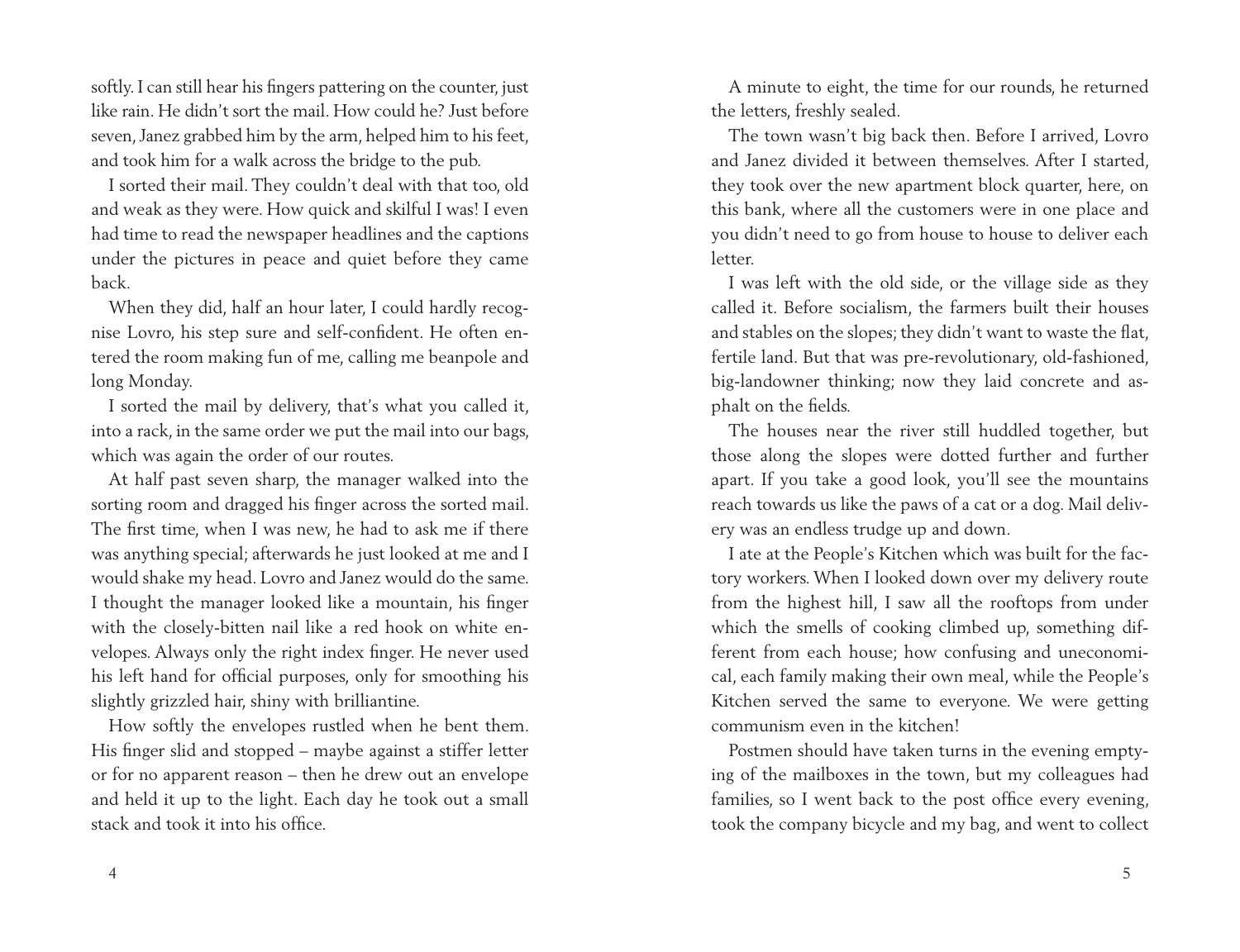softly. I can still hear his fingers pattering on the counter, just like rain. He didn't sort the mail. How could he? Just before seven, Janez grabbed him by the arm, helped him to his feet, and took him for a walk across the bridge to the pub.

I sorted their mail. They couldn't deal with that too, old and weak as they were. How quick and skilful I was! I even had time to read the newspaper headlines and the captions under the pictures in peace and quiet before they came back.

When they did, half an hour later, I could hardly recognise Lovro, his step sure and self-confident. He often entered the room making fun of me, calling me beanpole and long Monday.

I sorted the mail by delivery, that's what you called it, into a rack, in the same order we put the mail into our bags, which was again the order of our routes.

At half past seven sharp, the manager walked into the sorting room and dragged his finger across the sorted mail. The first time, when I was new, he had to ask me if there was anything special; afterwards he just looked at me and I would shake my head. Lovro and Janez would do the same. I thought the manager looked like a mountain, his finger with the closely-bitten nail like a red hook on white envelopes. Always only the right index finger. He never used his left hand for official purposes, only for smoothing his slightly grizzled hair, shiny with brilliantine.

How softly the envelopes rustled when he bent them. His finger slid and stopped – maybe against a stiffer letter or for no apparent reason – then he drew out an envelope and held it up to the light. Each day he took out a small stack and took it into his office.

A minute to eight, the time for our rounds, he returned the letters, freshly sealed.

The town wasn't big back then. Before I arrived, Lovro and Janez divided it between themselves. After I started, they took over the new apartment block quarter, here, on this bank, where all the customers were in one place and you didn't need to go from house to house to deliver each letter.

I was left with the old side, or the village side as they called it. Before socialism, the farmers built their houses and stables on the slopes; they didn't want to waste the flat, fertile land. But that was pre-revolutionary, old-fashioned, big-landowner thinking; now they laid concrete and asphalt on the fields.

The houses near the river still huddled together, but those along the slopes were dotted further and further apart. If you take a good look, you'll see the mountains reach towards us like the paws of a cat or a dog. Mail delivery was an endless trudge up and down.

I ate at the People's Kitchen which was built for the factory workers. When I looked down over my delivery route from the highest hill, I saw all the rooftops from under which the smells of cooking climbed up, something different from each house; how confusing and uneconomical, each family making their own meal, while the People's Kitchen served the same to everyone. We were getting communism even in the kitchen!

Postmen should have taken turns in the evening emptying of the mailboxes in the town, but my colleagues had families, so I went back to the post office every evening, took the company bicycle and my bag, and went to collect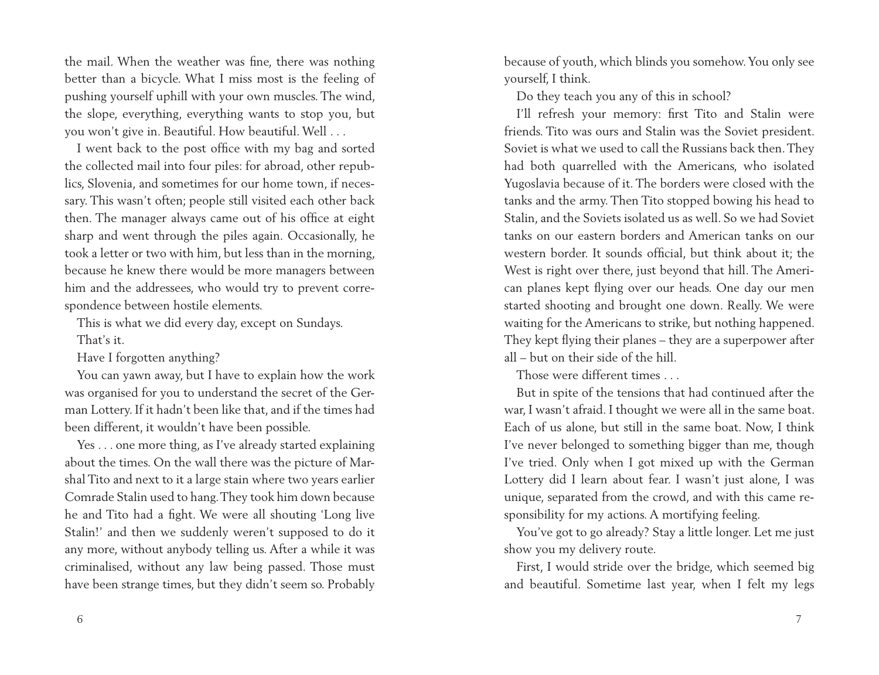the mail. When the weather was fine, there was nothing better than a bicycle. What I miss most is the feeling of pushing yourself uphill with your own muscles. The wind, the slope, everything, everything wants to stop you, but you won't give in. Beautiful. How beautiful. Well . . .

I went back to the post office with my bag and sorted the collected mail into four piles: for abroad, other republics, Slovenia, and sometimes for our home town, if necessary. This wasn't often; people still visited each other back then. The manager always came out of his office at eight sharp and went through the piles again. Occasionally, he took a letter or two with him, but less than in the morning, because he knew there would be more managers between him and the addressees, who would try to prevent correspondence between hostile elements.

This is what we did every day, except on Sundays.

That's it.

Have I forgotten anything?

You can yawn away, but I have to explain how the work was organised for you to understand the secret of the German Lottery. If it hadn't been like that, and if the times had been different, it wouldn't have been possible.

Yes . . . one more thing, as I've already started explaining about the times. On the wall there was the picture of Marshal Tito and next to it a large stain where two years earlier Comrade Stalin used to hang. They took him down because he and Tito had a fight. We were all shouting 'Long live Stalin!' and then we suddenly weren't supposed to do it any more, without anybody telling us. After a while it was criminalised, without any law being passed. Those must have been strange times, but they didn't seem so. Probably because of youth, which blinds you somehow. You only see yourself, I think.

Do they teach you any of this in school?

I'll refresh your memory: first Tito and Stalin were friends. Tito was ours and Stalin was the Soviet president. Soviet is what we used to call the Russians back then. They had both quarrelled with the Americans, who isolated Yugoslavia because of it. The borders were closed with the tanks and the army. Then Tito stopped bowing his head to Stalin, and the Soviets isolated us as well. So we had Soviet tanks on our eastern borders and American tanks on our western border. It sounds official, but think about it; the West is right over there, just beyond that hill. The American planes kept flying over our heads. One day our men started shooting and brought one down. Really. We were waiting for the Americans to strike, but nothing happened. They kept flying their planes – they are a superpower after all – but on their side of the hill.

Those were different times . . .

But in spite of the tensions that had continued after the war, I wasn't afraid. I thought we were all in the same boat. Each of us alone, but still in the same boat. Now, I think I've never belonged to something bigger than me, though I've tried. Only when I got mixed up with the German Lottery did I learn about fear. I wasn't just alone, I was unique, separated from the crowd, and with this came responsibility for my actions. A mortifying feeling.

You've got to go already? Stay a little longer. Let me just show you my delivery route.

First, I would stride over the bridge, which seemed big and beautiful. Sometime last year, when I felt my legs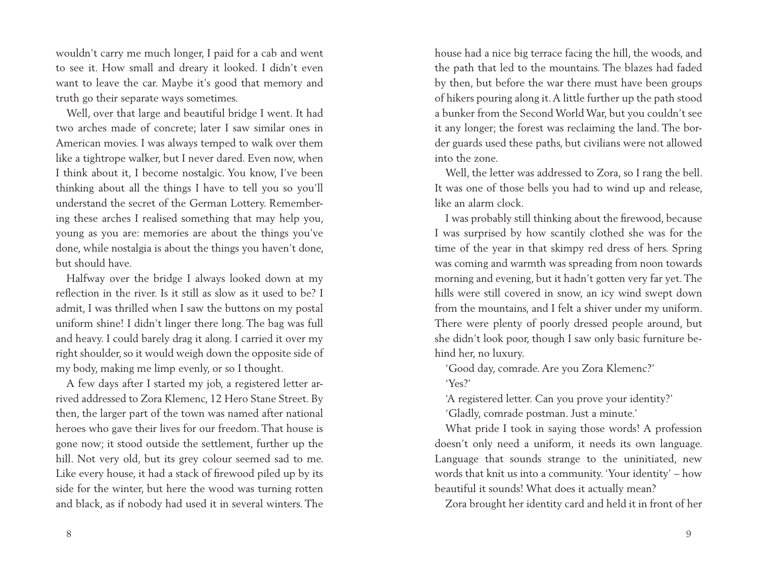wouldn't carry me much longer, I paid for a cab and went to see it. How small and dreary it looked. I didn't even want to leave the car. Maybe it's good that memory and truth go their separate ways sometimes.

Well, over that large and beautiful bridge I went. It had two arches made of concrete; later I saw similar ones in American movies. I was always temped to walk over them like a tightrope walker, but I never dared. Even now, when I think about it, I become nostalgic. You know, I've been thinking about all the things I have to tell you so you'll understand the secret of the German Lottery. Remembering these arches I realised something that may help you, young as you are: memories are about the things you've done, while nostalgia is about the things you haven't done, but should have.

Halfway over the bridge I always looked down at my reflection in the river. Is it still as slow as it used to be? I admit, I was thrilled when I saw the buttons on my postal uniform shine! I didn't linger there long. The bag was full and heavy. I could barely drag it along. I carried it over my right shoulder, so it would weigh down the opposite side of my body, making me limp evenly, or so I thought.

A few days after I started my job, a registered letter arrived addressed to Zora Klemenc, 12 Hero Stane Street. By then, the larger part of the town was named after national heroes who gave their lives for our freedom. That house is gone now; it stood outside the settlement, further up the hill. Not very old, but its grey colour seemed sad to me. Like every house, it had a stack of firewood piled up by its side for the winter, but here the wood was turning rotten and black, as if nobody had used it in several winters. The house had a nice big terrace facing the hill, the woods, and the path that led to the mountains. The blazes had faded by then, but before the war there must have been groups of hikers pouring along it. A little further up the path stood a bunker from the Second World War, but you couldn't see it any longer; the forest was reclaiming the land. The border guards used these paths, but civilians were not allowed into the zone.

Well, the letter was addressed to Zora, so I rang the bell. It was one of those bells you had to wind up and release, like an alarm clock.

I was probably still thinking about the firewood, because I was surprised by how scantily clothed she was for the time of the year in that skimpy red dress of hers. Spring was coming and warmth was spreading from noon towards morning and evening, but it hadn't gotten very far yet. The hills were still covered in snow, an icy wind swept down from the mountains, and I felt a shiver under my uniform. There were plenty of poorly dressed people around, but she didn't look poor, though I saw only basic furniture behind her, no luxury.

'Good day, comrade. Are you Zora Klemenc?'

'Yes?'

'A registered letter. Can you prove your identity?'

'Gladly, comrade postman. Just a minute.'

What pride I took in saying those words! A profession doesn't only need a uniform, it needs its own language. Language that sounds strange to the uninitiated, new words that knit us into a community. 'Your identity' – how beautiful it sounds! What does it actually mean?

Zora brought her identity card and held it in front of her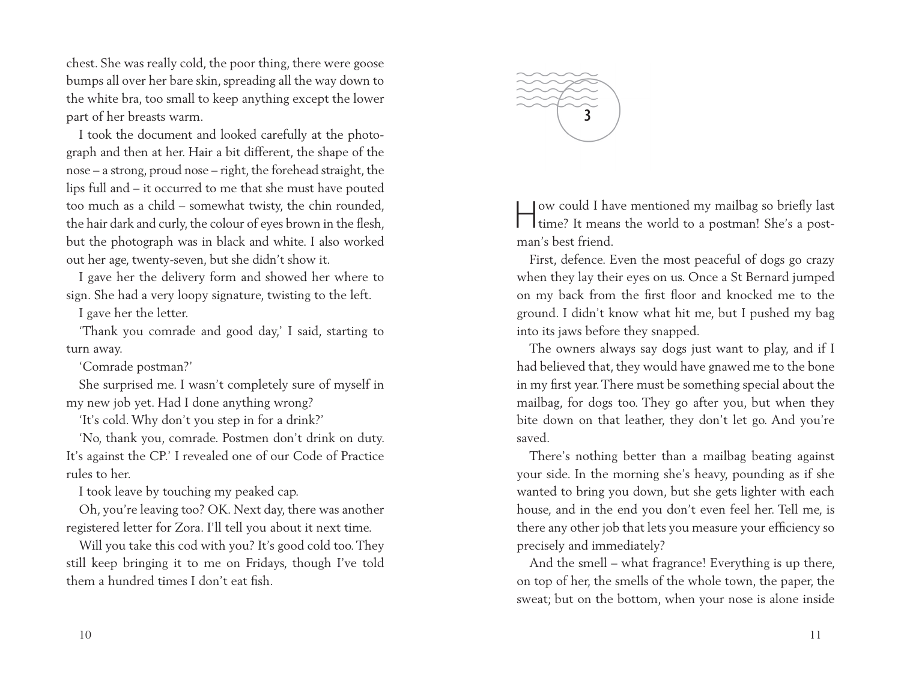chest. She was really cold, the poor thing, there were goose bumps all over her bare skin, spreading all the way down to the white bra, too small to keep anything except the lower part of her breasts warm.

I took the document and looked carefully at the photograph and then at her. Hair a bit different, the shape of the nose – a strong, proud nose – right, the forehead straight, the lips full and – it occurred to me that she must have pouted too much as a child – somewhat twisty, the chin rounded, the hair dark and curly, the colour of eyes brown in the flesh, but the photograph was in black and white. I also worked out her age, twenty-seven, but she didn't show it.

I gave her the delivery form and showed her where to sign. She had a very loopy signature, twisting to the left.

I gave her the letter.

'Thank you comrade and good day,' I said, starting to turn away.

'Comrade postman?'

She surprised me. I wasn't completely sure of myself in my new job yet. Had I done anything wrong?

'It's cold. Why don't you step in for a drink?'

'No, thank you, comrade. Postmen don't drink on duty. It's against the CP.' I revealed one of our Code of Practice rules to her.

I took leave by touching my peaked cap.

Oh, you're leaving too? OK. Next day, there was another registered letter for Zora. I'll tell you about it next time.

Will you take this cod with you? It's good cold too. They still keep bringing it to me on Fridays, though I've told them a hundred times I don't eat fish.

## 3

How could I have mentioned my mailbag so briefly last time? It means the world to a postman! She's a postman's best friend.

First, defence. Even the most peaceful of dogs go crazy when they lay their eyes on us. Once a St Bernard jumped on my back from the first floor and knocked me to the ground. I didn't know what hit me, but I pushed my bag into its jaws before they snapped.

The owners always say dogs just want to play, and if I had believed that, they would have gnawed me to the bone in my first year. There must be something special about the mailbag, for dogs too. They go after you, but when they bite down on that leather, they don't let go. And you're saved.

There's nothing better than a mailbag beating against your side. In the morning she's heavy, pounding as if she wanted to bring you down, but she gets lighter with each house, and in the end you don't even feel her. Tell me, is there any other job that lets you measure your efficiency so precisely and immediately?

And the smell – what fragrance! Everything is up there, on top of her, the smells of the whole town, the paper, the sweat; but on the bottom, when your nose is alone inside